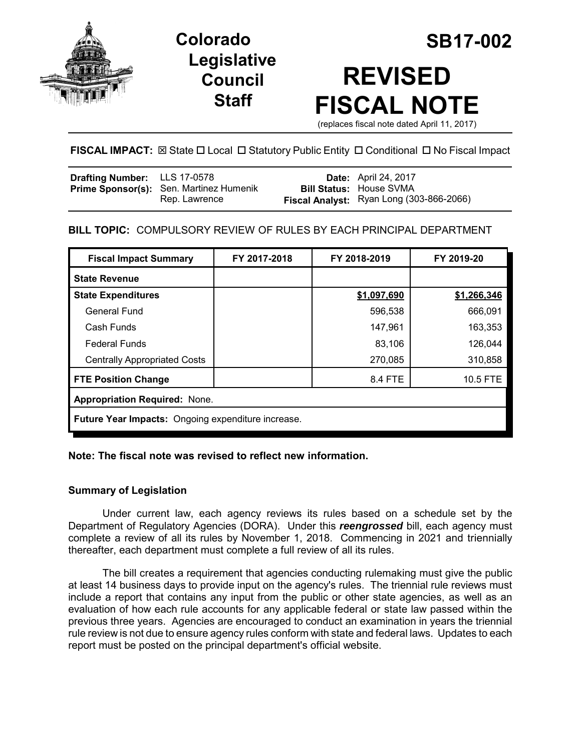# Colorado Legislative Council Staff

# SB17-002

# REVISED FISCAL NOTE

(replaces fiscal note dated April 11, 2017)

**FISCAL IMPACT:** ☒ State ☐ Local ☐ Statutory Public Entity ☐ Conditional ☐ No Fiscal Impact

| | | | |
|---|---|---|---|
| **Drafting Number:** | LLS 17-0578 | **Date:** | April 24, 2017 |
| **Prime Sponsor(s):** | Sen. Martinez Humenik<br>Rep. Lawrence | **Bill Status:** | House SVMA |
| | | **Fiscal Analyst:** | Ryan Long (303-866-2066) |

**BILL TOPIC:** COMPULSORY REVIEW OF RULES BY EACH PRINCIPAL DEPARTMENT

| Fiscal Impact Summary | FY 2017-2018 | FY 2018-2019 | FY 2019-20 |
|---|---|---|---|
| **State Revenue** | | | |
| **State Expenditures** | | **$1,097,690** | **$1,266,346** |
| General Fund | | 596,538 | 666,091 |
| Cash Funds | | 147,961 | 163,353 |
| Federal Funds | | 83,106 | 126,044 |
| Centrally Appropriated Costs | | 270,085 | 310,858 |
| **FTE Position Change** | | 8.4 FTE | 10.5 FTE |
| **Appropriation Required:** None. | | | |
| **Future Year Impacts:** Ongoing expenditure increase. | | | |

**Note: The fiscal note was revised to reflect new information.**

## Summary of Legislation

Under current law, each agency reviews its rules based on a schedule set by the Department of Regulatory Agencies (DORA). Under this ***reengrossed*** bill, each agency must complete a review of all its rules by November 1, 2018. Commencing in 2021 and triennially thereafter, each department must complete a full review of all its rules.

The bill creates a requirement that agencies conducting rulemaking must give the public at least 14 business days to provide input on the agency's rules. The triennial rule reviews must include a report that contains any input from the public or other state agencies, as well as an evaluation of how each rule accounts for any applicable federal or state law passed within the previous three years. Agencies are encouraged to conduct an examination in years the triennial rule review is not due to ensure agency rules conform with state and federal laws. Updates to each report must be posted on the principal department's official website.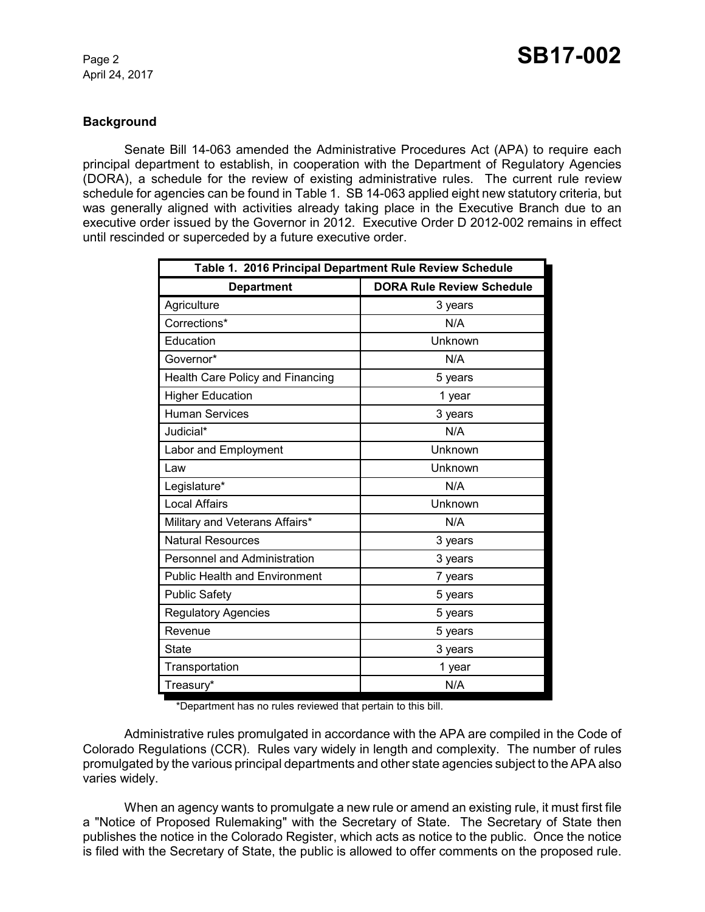### Background

Senate Bill 14-063 amended the Administrative Procedures Act (APA) to require each principal department to establish, in cooperation with the Department of Regulatory Agencies (DORA), a schedule for the review of existing administrative rules. The current rule review schedule for agencies can be found in Table 1. SB 14-063 applied eight new statutory criteria, but was generally aligned with activities already taking place in the Executive Branch due to an executive order issued by the Governor in 2012. Executive Order D 2012-002 remains in effect until rescinded or superceded by a future executive order.

**Table 1. 2016 Principal Department Rule Review Schedule**

| Department | DORA Rule Review Schedule |
|---|---|
| Agriculture | 3 years |
| Corrections* | N/A |
| Education | Unknown |
| Governor* | N/A |
| Health Care Policy and Financing | 5 years |
| Higher Education | 1 year |
| Human Services | 3 years |
| Judicial* | N/A |
| Labor and Employment | Unknown |
| Law | Unknown |
| Legislature* | N/A |
| Local Affairs | Unknown |
| Military and Veterans Affairs* | N/A |
| Natural Resources | 3 years |
| Personnel and Administration | 3 years |
| Public Health and Environment | 7 years |
| Public Safety | 5 years |
| Regulatory Agencies | 5 years |
| Revenue | 5 years |
| State | 3 years |
| Transportation | 1 year |
| Treasury* | N/A |

*Department has no rules reviewed that pertain to this bill.

Administrative rules promulgated in accordance with the APA are compiled in the Code of Colorado Regulations (CCR). Rules vary widely in length and complexity. The number of rules promulgated by the various principal departments and other state agencies subject to the APA also varies widely.

When an agency wants to promulgate a new rule or amend an existing rule, it must first file a "Notice of Proposed Rulemaking" with the Secretary of State. The Secretary of State then publishes the notice in the Colorado Register, which acts as notice to the public. Once the notice is filed with the Secretary of State, the public is allowed to offer comments on the proposed rule.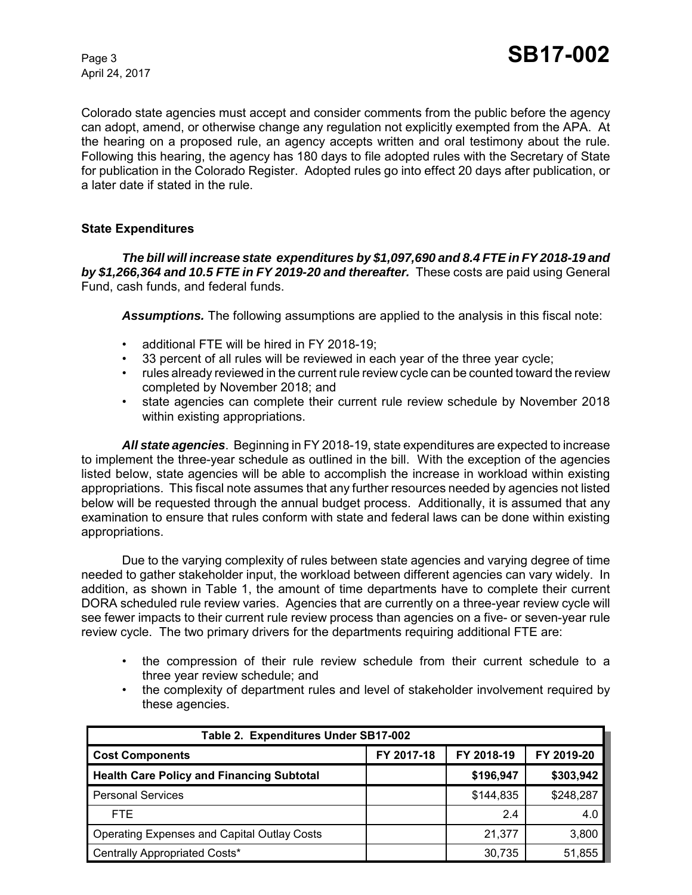Colorado state agencies must accept and consider comments from the public before the agency can adopt, amend, or otherwise change any regulation not explicitly exempted from the APA. At the hearing on a proposed rule, an agency accepts written and oral testimony about the rule. Following this hearing, the agency has 180 days to file adopted rules with the Secretary of State for publication in the Colorado Register. Adopted rules go into effect 20 days after publication, or a later date if stated in the rule.

## State Expenditures

***The bill will increase state expenditures by $1,097,690 and 8.4 FTE in FY 2018-19 and by $1,266,364 and 10.5 FTE in FY 2019-20 and thereafter.*** These costs are paid using General Fund, cash funds, and federal funds.

***Assumptions.*** The following assumptions are applied to the analysis in this fiscal note:

- additional FTE will be hired in FY 2018-19;
- 33 percent of all rules will be reviewed in each year of the three year cycle;
- rules already reviewed in the current rule review cycle can be counted toward the review completed by November 2018; and
- state agencies can complete their current rule review schedule by November 2018 within existing appropriations.

***All state agencies***. Beginning in FY 2018-19, state expenditures are expected to increase to implement the three-year schedule as outlined in the bill. With the exception of the agencies listed below, state agencies will be able to accomplish the increase in workload within existing appropriations. This fiscal note assumes that any further resources needed by agencies not listed below will be requested through the annual budget process. Additionally, it is assumed that any examination to ensure that rules conform with state and federal laws can be done within existing appropriations.

Due to the varying complexity of rules between state agencies and varying degree of time needed to gather stakeholder input, the workload between different agencies can vary widely. In addition, as shown in Table 1, the amount of time departments have to complete their current DORA scheduled rule review varies. Agencies that are currently on a three-year review cycle will see fewer impacts to their current rule review process than agencies on a five- or seven-year rule review cycle. The two primary drivers for the departments requiring additional FTE are:

- the compression of their rule review schedule from their current schedule to a three year review schedule; and
- the complexity of department rules and level of stakeholder involvement required by these agencies.

**Table 2. Expenditures Under SB17-002**

| Cost Components | FY 2017-18 | FY 2018-19 | FY 2019-20 |
|---|---|---|---|
| **Health Care Policy and Financing Subtotal** | | **$196,947** | **$303,942** |
| Personal Services | | $144,835 | $248,287 |
| FTE | | 2.4 | 4.0 |
| Operating Expenses and Capital Outlay Costs | | 21,377 | 3,800 |
| Centrally Appropriated Costs* | | 30,735 | 51,855 |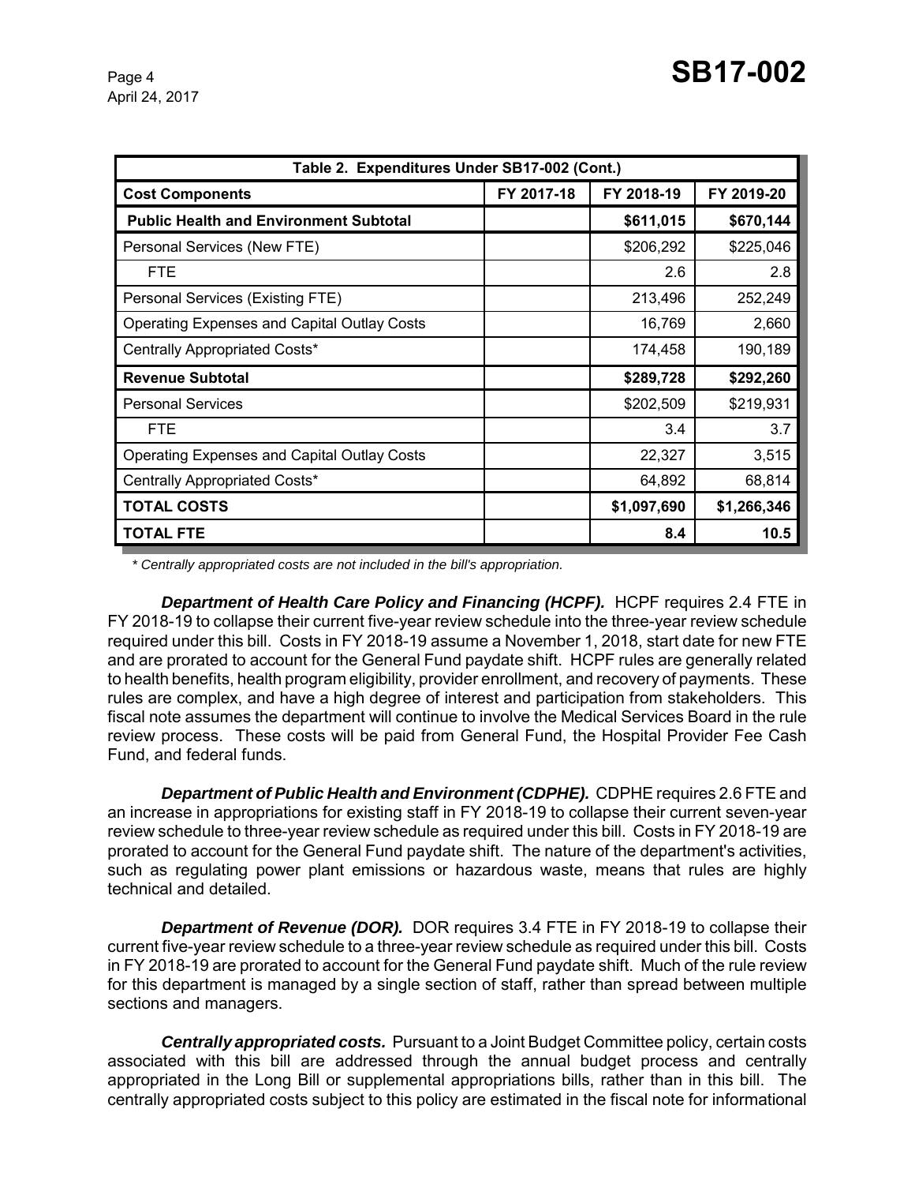| Table 2. Expenditures Under SB17-002 (Cont.) | | | |
|---|---|---|---|
| **Cost Components** | **FY 2017-18** | **FY 2018-19** | **FY 2019-20** |
| **Public Health and Environment Subtotal** | | **$611,015** | **$670,144** |
| Personal Services (New FTE) | | $206,292 | $225,046 |
| FTE | | 2.6 | 2.8 |
| Personal Services (Existing FTE) | | 213,496 | 252,249 |
| Operating Expenses and Capital Outlay Costs | | 16,769 | 2,660 |
| Centrally Appropriated Costs* | | 174,458 | 190,189 |
| **Revenue Subtotal** | | **$289,728** | **$292,260** |
| Personal Services | | $202,509 | $219,931 |
| FTE | | 3.4 | 3.7 |
| Operating Expenses and Capital Outlay Costs | | 22,327 | 3,515 |
| Centrally Appropriated Costs* | | 64,892 | 68,814 |
| **TOTAL COSTS** | | **$1,097,690** | **$1,266,346** |
| **TOTAL FTE** | | **8.4** | **10.5** |

*\* Centrally appropriated costs are not included in the bill's appropriation.*

***Department of Health Care Policy and Financing (HCPF).*** HCPF requires 2.4 FTE in FY 2018-19 to collapse their current five-year review schedule into the three-year review schedule required under this bill. Costs in FY 2018-19 assume a November 1, 2018, start date for new FTE and are prorated to account for the General Fund paydate shift. HCPF rules are generally related to health benefits, health program eligibility, provider enrollment, and recovery of payments. These rules are complex, and have a high degree of interest and participation from stakeholders. This fiscal note assumes the department will continue to involve the Medical Services Board in the rule review process. These costs will be paid from General Fund, the Hospital Provider Fee Cash Fund, and federal funds.

***Department of Public Health and Environment (CDPHE).*** CDPHE requires 2.6 FTE and an increase in appropriations for existing staff in FY 2018-19 to collapse their current seven-year review schedule to three-year review schedule as required under this bill. Costs in FY 2018-19 are prorated to account for the General Fund paydate shift. The nature of the department's activities, such as regulating power plant emissions or hazardous waste, means that rules are highly technical and detailed.

***Department of Revenue (DOR).*** DOR requires 3.4 FTE in FY 2018-19 to collapse their current five-year review schedule to a three-year review schedule as required under this bill. Costs in FY 2018-19 are prorated to account for the General Fund paydate shift. Much of the rule review for this department is managed by a single section of staff, rather than spread between multiple sections and managers.

***Centrally appropriated costs.*** Pursuant to a Joint Budget Committee policy, certain costs associated with this bill are addressed through the annual budget process and centrally appropriated in the Long Bill or supplemental appropriations bills, rather than in this bill. The centrally appropriated costs subject to this policy are estimated in the fiscal note for informational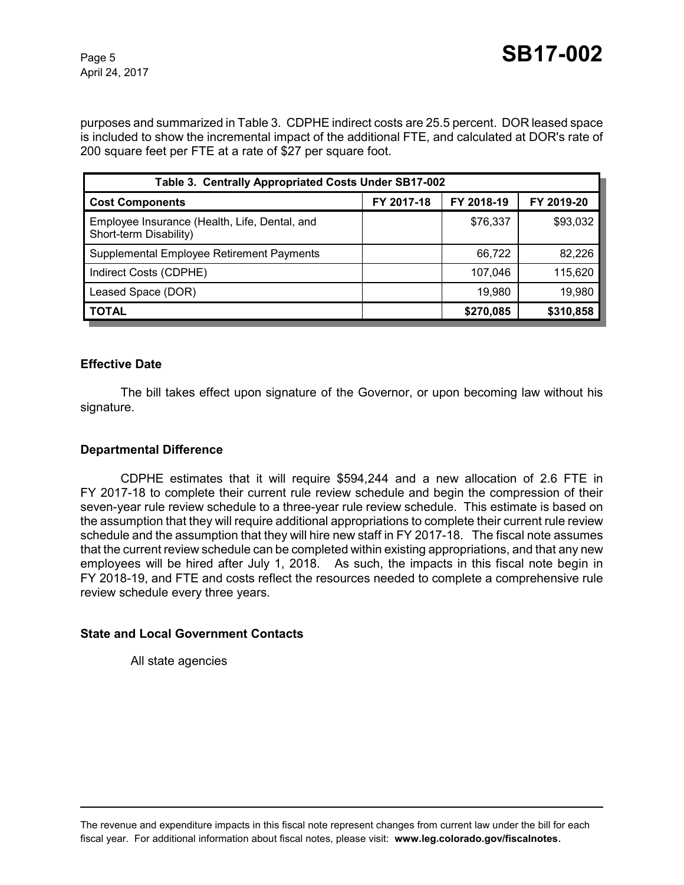purposes and summarized in Table 3. CDPHE indirect costs are 25.5 percent. DOR leased space is included to show the incremental impact of the additional FTE, and calculated at DOR's rate of 200 square feet per FTE at a rate of $27 per square foot.

| Table 3. Centrally Appropriated Costs Under SB17-002 | | | |
|---|---|---|---|
| **Cost Components** | **FY 2017-18** | **FY 2018-19** | **FY 2019-20** |
| Employee Insurance (Health, Life, Dental, and Short-term Disability) | | $76,337 | $93,032 |
| Supplemental Employee Retirement Payments | | 66,722 | 82,226 |
| Indirect Costs (CDPHE) | | 107,046 | 115,620 |
| Leased Space (DOR) | | 19,980 | 19,980 |
| **TOTAL** | | **$270,085** | **$310,858** |

### Effective Date

The bill takes effect upon signature of the Governor, or upon becoming law without his signature.

### Departmental Difference

CDPHE estimates that it will require $594,244 and a new allocation of 2.6 FTE in FY 2017-18 to complete their current rule review schedule and begin the compression of their seven-year rule review schedule to a three-year rule review schedule. This estimate is based on the assumption that they will require additional appropriations to complete their current rule review schedule and the assumption that they will hire new staff in FY 2017-18. The fiscal note assumes that the current review schedule can be completed within existing appropriations, and that any new employees will be hired after July 1, 2018. As such, the impacts in this fiscal note begin in FY 2018-19, and FTE and costs reflect the resources needed to complete a comprehensive rule review schedule every three years.

### State and Local Government Contacts

All state agencies

The revenue and expenditure impacts in this fiscal note represent changes from current law under the bill for each fiscal year. For additional information about fiscal notes, please visit: **www.leg.colorado.gov/fiscalnotes**.